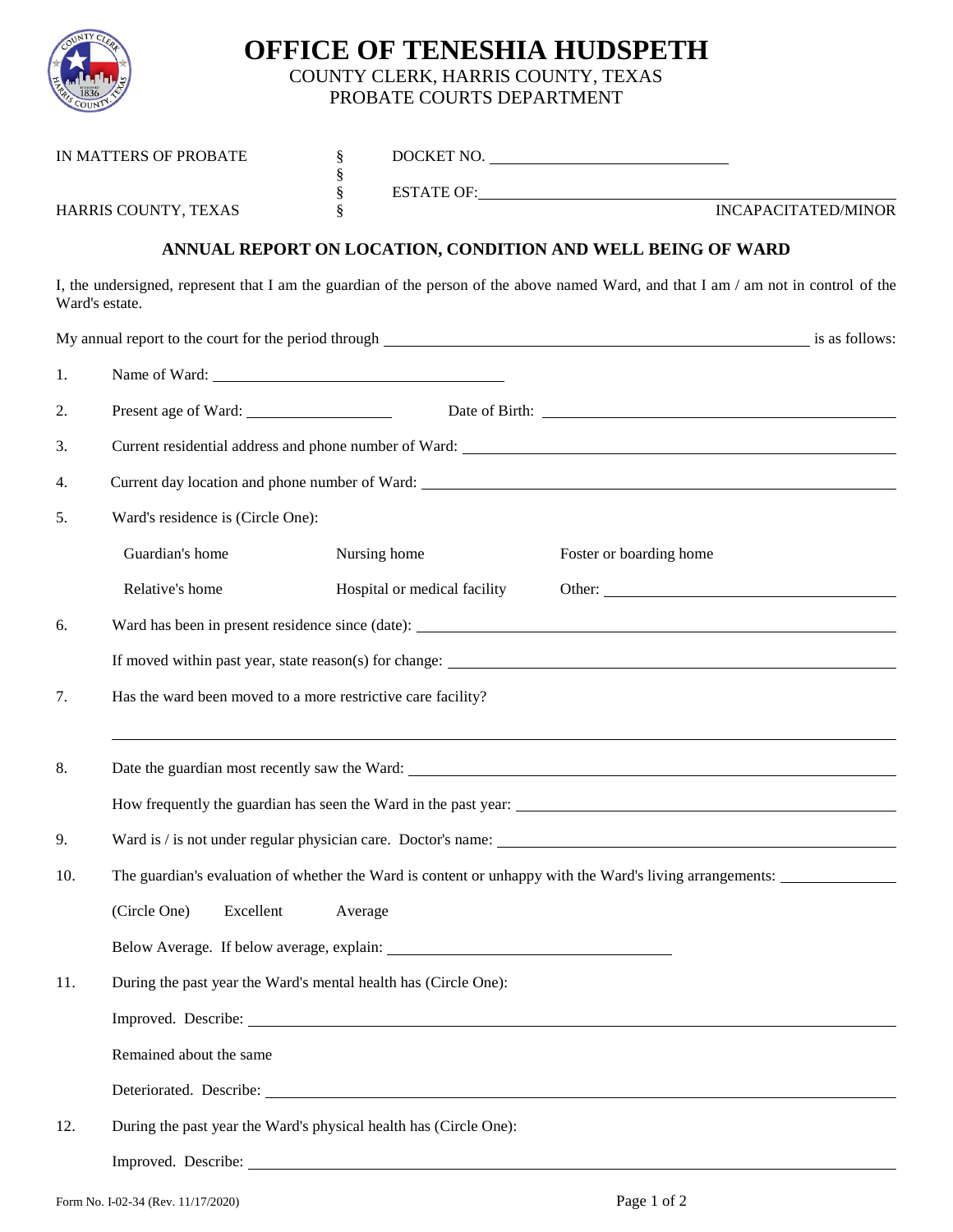# OFFICE OF TENESHIA HUDSPETH

COUNTY CLERK, HARRIS COUNTY, TEXAS
PROBATE COURTS DEPARTMENT

| | | |
|---|---|---|
| IN MATTERS OF PROBATE | § | DOCKET NO. ____________________ |
| | § | |
| | § | ESTATE OF: ____________________ |
| HARRIS COUNTY, TEXAS | § | INCAPACITATED/MINOR |

## ANNUAL REPORT ON LOCATION, CONDITION AND WELL BEING OF WARD

I, the undersigned, represent that I am the guardian of the person of the above named Ward, and that I am / am not in control of the Ward's estate.

My annual report to the court for the period through ____________________ is as follows:

1. Name of Ward: ____________________

2. Present age of Ward: __________ Date of Birth: ____________________

3. Current residential address and phone number of Ward: ____________________

4. Current day location and phone number of Ward: ____________________

5. Ward's residence is (Circle One):

   Guardian's home &nbsp;&nbsp; Nursing home &nbsp;&nbsp; Foster or boarding home

   Relative's home &nbsp;&nbsp; Hospital or medical facility &nbsp;&nbsp; Other: ____________________

6. Ward has been in present residence since (date): ____________________

   If moved within past year, state reason(s) for change: ____________________

7. Has the ward been moved to a more restrictive care facility?

   ____________________

8. Date the guardian most recently saw the Ward: ____________________

   How frequently the guardian has seen the Ward in the past year: ____________________

9. Ward is / is not under regular physician care. Doctor's name: ____________________

10. The guardian's evaluation of whether the Ward is content or unhappy with the Ward's living arrangements: __________

    (Circle One) &nbsp;&nbsp; Excellent &nbsp;&nbsp; Average

    Below Average. If below average, explain: ____________________

11. During the past year the Ward's mental health has (Circle One):

    Improved. Describe: ____________________

    Remained about the same

    Deteriorated. Describe: ____________________

12. During the past year the Ward's physical health has (Circle One):

    Improved. Describe: ____________________

Form No. I-02-34 (Rev. 11/17/2020)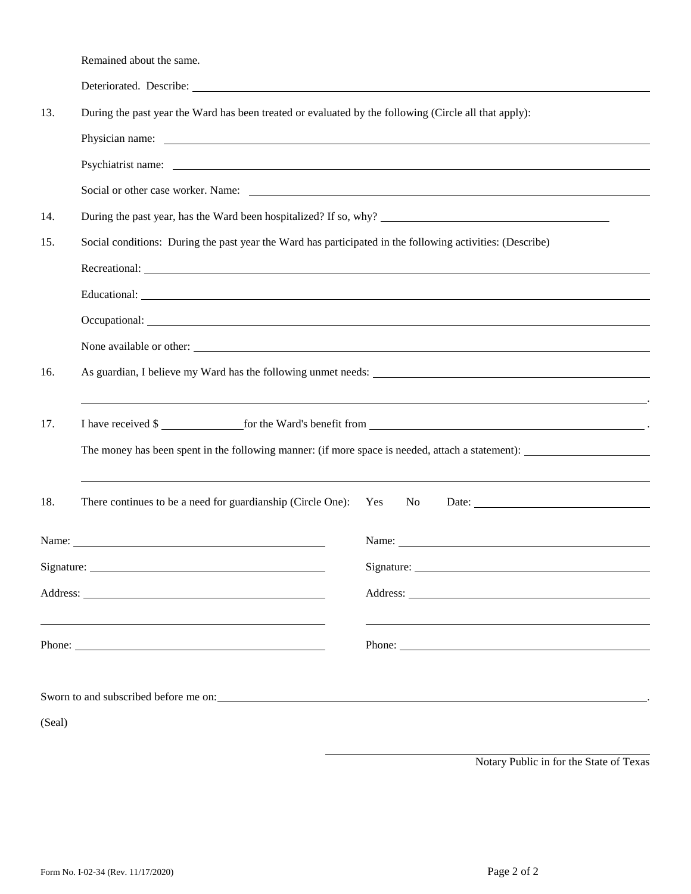Remained about the same.

Deteriorated. Describe: ______________________________________________

13. During the past year the Ward has been treated or evaluated by the following (Circle all that apply):

    Physician name: ______________________________________________

    Psychiatrist name: ______________________________________________

    Social or other case worker. Name: ______________________________________________

14. During the past year, has the Ward been hospitalized? If so, why? ______________________________

15. Social conditions: During the past year the Ward has participated in the following activities: (Describe)

    Recreational: ______________________________________________

    Educational: ______________________________________________

    Occupational: ______________________________________________

    None available or other: ______________________________________________

16. As guardian, I believe my Ward has the following unmet needs: ______________________________

    ______________________________________________.

17. I have received $ __________ for the Ward's benefit from ______________________________ .

    The money has been spent in the following manner: (if more space is needed, attach a statement): ______________

    ______________________________________________

18. There continues to be a need for guardianship (Circle One): Yes No Date: ____________________

Name: ______________________________

Signature: ______________________________

Address: ______________________________

______________________________

Phone: ______________________________

Name: ______________________________

Signature: ______________________________

Address: ______________________________

______________________________

Phone: ______________________________

Sworn to and subscribed before me on: ______________________________________________.

(Seal)

______________________________

Notary Public in for the State of Texas

Form No. I-02-34 (Rev. 11/17/2020)